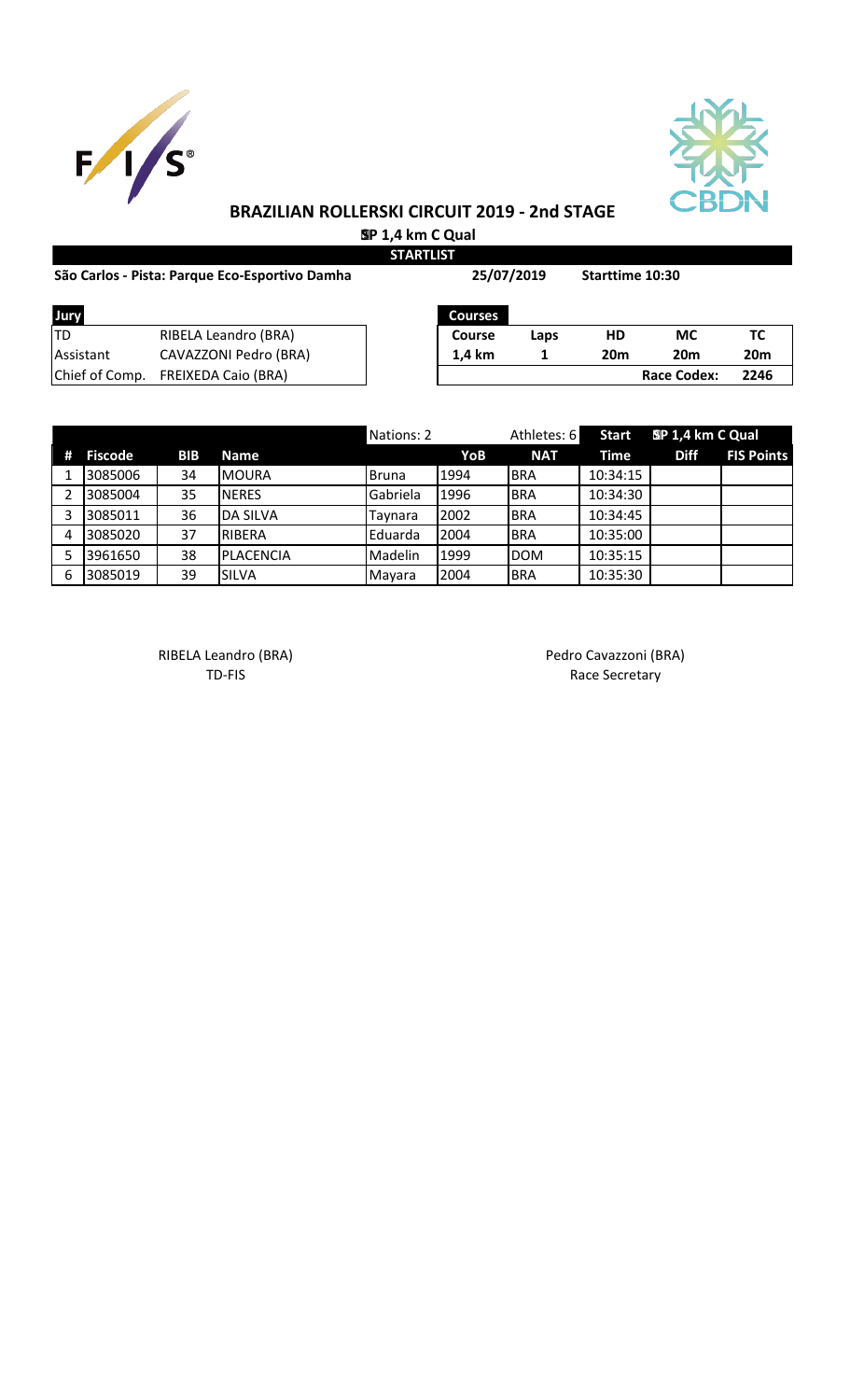# BRAZILIAN ROLLERSKI CIRCUIT 2019 - 2nd STAGE

**SP 1,4 km C Qual**

**STARTLIST**

**São Carlos - Pista: Parque Eco-Esportivo Damha** **25/07/2019** **Starttime 10:30**

| Jury | |
|---|---|
| TD | RIBELA Leandro (BRA) |
| Assistant | CAVAZZONI Pedro (BRA) |
| Chief of Comp. | FREIXEDA Caio (BRA) |

| Courses | | | | |
|---|---|---|---|---|
| Course | Laps | HD | MC | TC |
| 1,4 km | 1 | 20m | 20m | 20m |
| | | | Race Codex: | 2246 |

| | | | | Nations: 2 | | Athletes: 6 | Start | SP 1,4 km C Qual | |
|---|---|---|---|---|---|---|---|---|---|
| # | Fiscode | BIB | Name | | YoB | NAT | Time | Diff | FIS Points |
| 1 | 3085006 | 34 | MOURA | Bruna | 1994 | BRA | 10:34:15 | | |
| 2 | 3085004 | 35 | NERES | Gabriela | 1996 | BRA | 10:34:30 | | |
| 3 | 3085011 | 36 | DA SILVA | Taynara | 2002 | BRA | 10:34:45 | | |
| 4 | 3085020 | 37 | RIBERA | Eduarda | 2004 | BRA | 10:35:00 | | |
| 5 | 3961650 | 38 | PLACENCIA | Madelin | 1999 | DOM | 10:35:15 | | |
| 6 | 3085019 | 39 | SILVA | Mayara | 2004 | BRA | 10:35:30 | | |

RIBELA Leandro (BRA)
TD-FIS

Pedro Cavazzoni (BRA)
Race Secretary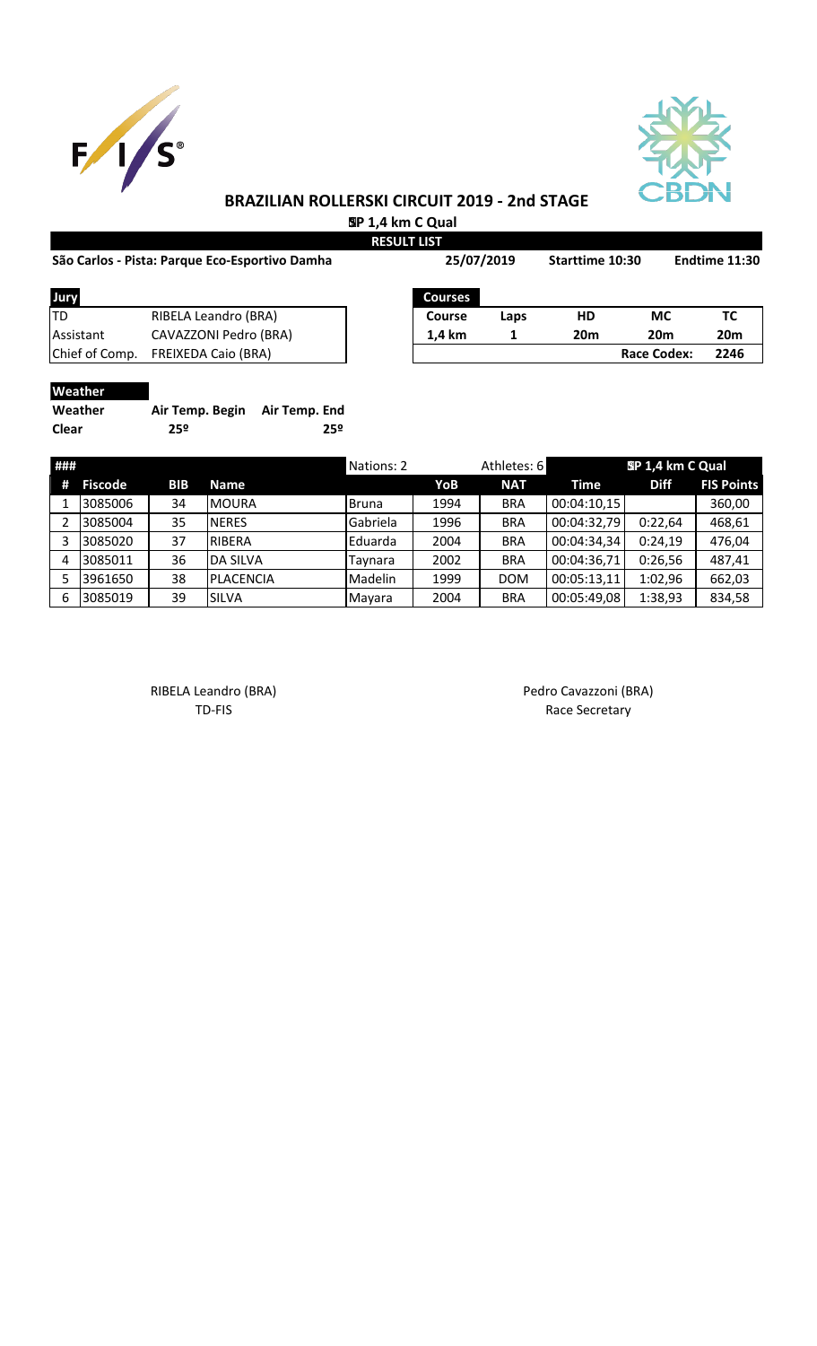# BRAZILIAN ROLLERSKI CIRCUIT 2019 - 2nd STAGE

**SP 1,4 km C Qual**

**RESULT LIST**

**São Carlos - Pista: Parque Eco-Esportivo Damha** | **25/07/2019** | **Starttime 10:30** | **Endtime 11:30**

| Jury | |
|---|---|
| TD | RIBELA Leandro (BRA) |
| Assistant | CAVAZZONI Pedro (BRA) |
| Chief of Comp. | FREIXEDA Caio (BRA) |

| Courses | | | | |
|---|---|---|---|---|
| **Course** | **Laps** | **HD** | **MC** | **TC** |
| **1,4 km** | **1** | **20m** | **20m** | **20m** |
| | | | **Race Codex:** | **2246** |

**Weather**

| Weather | Air Temp. Begin | Air Temp. End |
|---|---|---|
| **Clear** | **25º** | **25º** |

| ### | | | | Nations: 2 | | Athletes: 6 | SP 1,4 km C Qual | | |
|---|---|---|---|---|---|---|---|---|---|
| **#** | **Fiscode** | **BIB** | **Name** | | **YoB** | **NAT** | **Time** | **Diff** | **FIS Points** |
| 1 | 3085006 | 34 | MOURA | Bruna | 1994 | BRA | 00:04:10,15 | | 360,00 |
| 2 | 3085004 | 35 | NERES | Gabriela | 1996 | BRA | 00:04:32,79 | 0:22,64 | 468,61 |
| 3 | 3085020 | 37 | RIBERA | Eduarda | 2004 | BRA | 00:04:34,34 | 0:24,19 | 476,04 |
| 4 | 3085011 | 36 | DA SILVA | Taynara | 2002 | BRA | 00:04:36,71 | 0:26,56 | 487,41 |
| 5 | 3961650 | 38 | PLACENCIA | Madelin | 1999 | DOM | 00:05:13,11 | 1:02,96 | 662,03 |
| 6 | 3085019 | 39 | SILVA | Mayara | 2004 | BRA | 00:05:49,08 | 1:38,93 | 834,58 |

RIBELA Leandro (BRA)
TD-FIS

Pedro Cavazzoni (BRA)
Race Secretary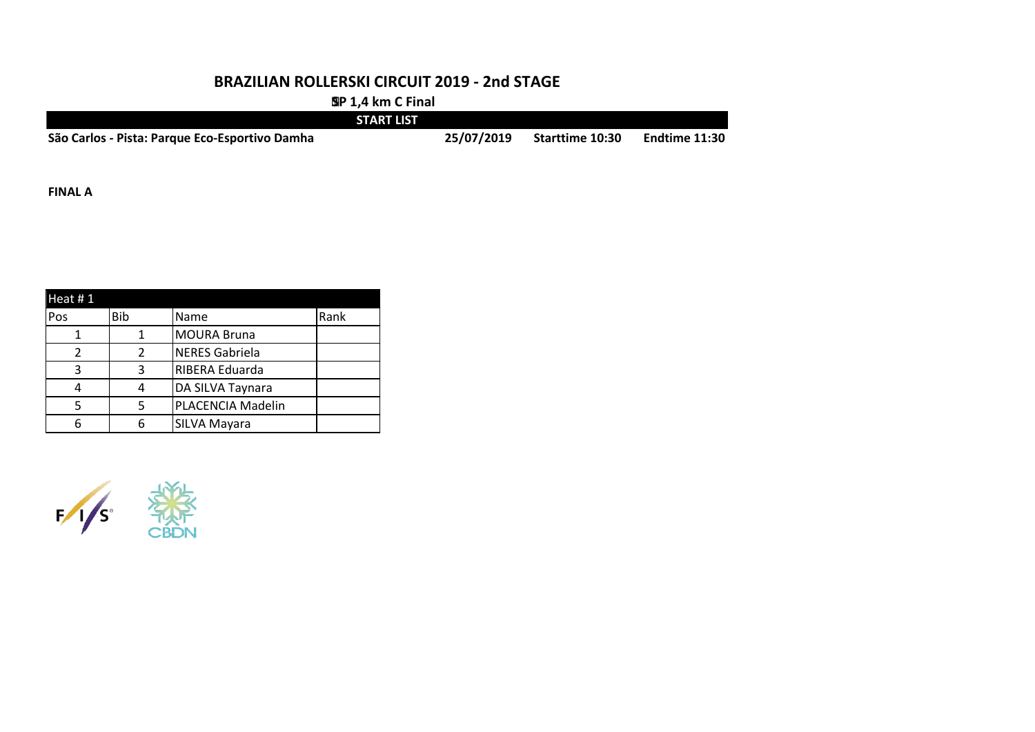# BRAZILIAN ROLLERSKI CIRCUIT 2019 - 2nd STAGE

**SP 1,4 km C Final**

**START LIST**

**São Carlos - Pista: Parque Eco-Esportivo Damha** **25/07/2019** **Starttime 10:30** **Endtime 11:30**

**FINAL A**

| Heat # 1 | | | |
|---|---|---|---|
| Pos | Bib | Name | Rank |
| 1 | 1 | MOURA Bruna | |
| 2 | 2 | NERES Gabriela | |
| 3 | 3 | RIBERA Eduarda | |
| 4 | 4 | DA SILVA Taynara | |
| 5 | 5 | PLACENCIA Madelin | |
| 6 | 6 | SILVA Mayara | |

FIS CBDN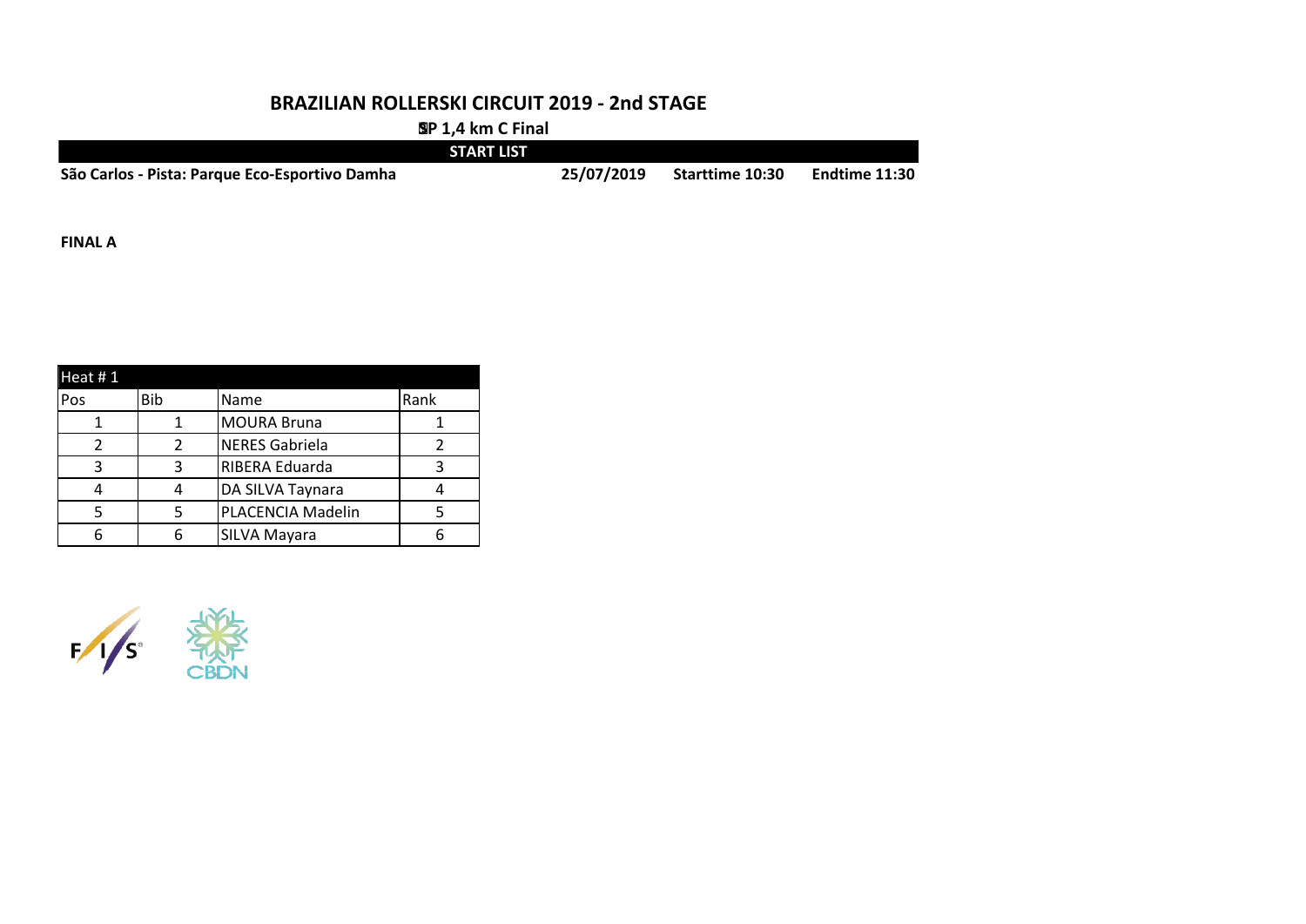# BRAZILIAN ROLLERSKI CIRCUIT 2019 - 2nd STAGE

**SP 1,4 km C Final**

**START LIST**

**São Carlos - Pista: Parque Eco-Esportivo Damha** **25/07/2019** **Starttime 10:30** **Endtime 11:30**

**FINAL A**

| Heat # 1 | | | |
|---|---|---|---|
| Pos | Bib | Name | Rank |
| 1 | 1 | MOURA Bruna | 1 |
| 2 | 2 | NERES Gabriela | 2 |
| 3 | 3 | RIBERA Eduarda | 3 |
| 4 | 4 | DA SILVA Taynara | 4 |
| 5 | 5 | PLACENCIA Madelin | 5 |
| 6 | 6 | SILVA Mayara | 6 |

FIS CBDN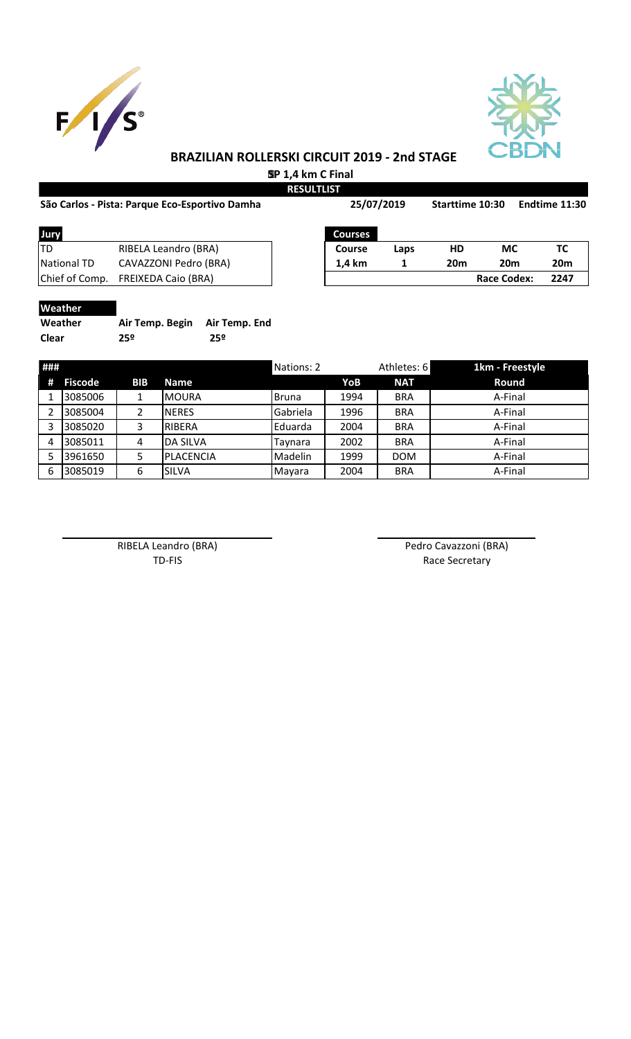# BRAZILIAN ROLLERSKI CIRCUIT 2019 - 2nd STAGE

## SP 1,4 km C Final

**RESULTLIST**

**São Carlos - Pista: Parque Eco-Esportivo Damha** | **25/07/2019** | **Starttime 10:30** | **Endtime 11:30**

| Jury | |
|---|---|
| TD | RIBELA Leandro (BRA) |
| National TD | CAVAZZONI Pedro (BRA) |
| Chief of Comp. | FREIXEDA Caio (BRA) |

| Courses | | | | |
|---|---|---|---|---|
| **Course** | **Laps** | **HD** | **MC** | **TC** |
| 1,4 km | 1 | 20m | 20m | 20m |
| | | | **Race Codex:** | **2247** |

**Weather**

| Weather | Air Temp. Begin | Air Temp. End |
|---|---|---|
| Clear | 25º | 25º |

| ### | | | | Nations: 2 | | Athletes: 6 | 1km - Freestyle |
|---|---|---|---|---|---|---|---|
| **#** | **Fiscode** | **BIB** | **Name** | | **YoB** | **NAT** | **Round** |
| 1 | 3085006 | 1 | MOURA | Bruna | 1994 | BRA | A-Final |
| 2 | 3085004 | 2 | NERES | Gabriela | 1996 | BRA | A-Final |
| 3 | 3085020 | 3 | RIBERA | Eduarda | 2004 | BRA | A-Final |
| 4 | 3085011 | 4 | DA SILVA | Taynara | 2002 | BRA | A-Final |
| 5 | 3961650 | 5 | PLACENCIA | Madelin | 1999 | DOM | A-Final |
| 6 | 3085019 | 6 | SILVA | Mayara | 2004 | BRA | A-Final |

RIBELA Leandro (BRA)
TD-FIS

Pedro Cavazzoni (BRA)
Race Secretary